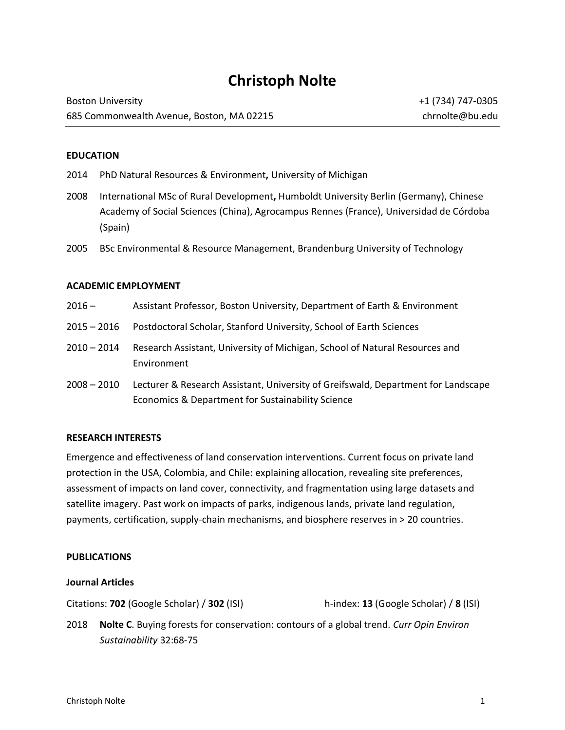# Christoph Nolte

Boston University  
685 Commonwealth Avenue, Boston, MA 02215

+1 (734) 747-0305  
chrnolte@bu.edu

## EDUCATION

2014 PhD Natural Resources & Environment**,** University of Michigan

2008 International MSc of Rural Development**,** Humboldt University Berlin (Germany), Chinese Academy of Social Sciences (China), Agrocampus Rennes (France), Universidad de Córdoba (Spain)

2005 BSc Environmental & Resource Management, Brandenburg University of Technology

## ACADEMIC EMPLOYMENT

2016 – Assistant Professor, Boston University, Department of Earth & Environment

2015 – 2016 Postdoctoral Scholar, Stanford University, School of Earth Sciences

2010 – 2014 Research Assistant, University of Michigan, School of Natural Resources and Environment

2008 – 2010 Lecturer & Research Assistant, University of Greifswald, Department for Landscape Economics & Department for Sustainability Science

## RESEARCH INTERESTS

Emergence and effectiveness of land conservation interventions. Current focus on private land protection in the USA, Colombia, and Chile: explaining allocation, revealing site preferences, assessment of impacts on land cover, connectivity, and fragmentation using large datasets and satellite imagery. Past work on impacts of parks, indigenous lands, private land regulation, payments, certification, supply-chain mechanisms, and biosphere reserves in > 20 countries.

## PUBLICATIONS

### Journal Articles

Citations: **702** (Google Scholar) / **302** (ISI) h-index: **13** (Google Scholar) / **8** (ISI)

2018 **Nolte C**. Buying forests for conservation: contours of a global trend. *Curr Opin Environ Sustainability* 32:68-75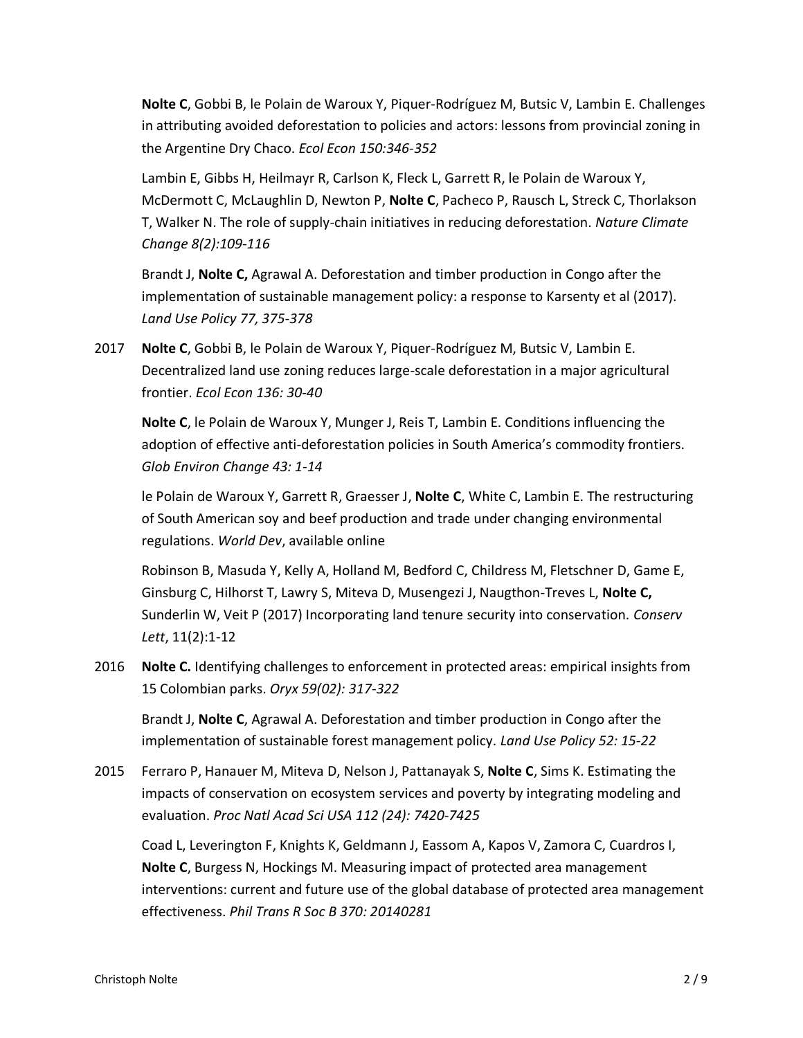**Nolte C**, Gobbi B, le Polain de Waroux Y, Piquer-Rodríguez M, Butsic V, Lambin E. Challenges in attributing avoided deforestation to policies and actors: lessons from provincial zoning in the Argentine Dry Chaco. *Ecol Econ 150:346-352*

Lambin E, Gibbs H, Heilmayr R, Carlson K, Fleck L, Garrett R, le Polain de Waroux Y, McDermott C, McLaughlin D, Newton P, **Nolte C**, Pacheco P, Rausch L, Streck C, Thorlakson T, Walker N. The role of supply-chain initiatives in reducing deforestation. *Nature Climate Change 8(2):109-116*

Brandt J, **Nolte C,** Agrawal A. Deforestation and timber production in Congo after the implementation of sustainable management policy: a response to Karsenty et al (2017). *Land Use Policy 77, 375-378*

2017 **Nolte C**, Gobbi B, le Polain de Waroux Y, Piquer-Rodríguez M, Butsic V, Lambin E. Decentralized land use zoning reduces large-scale deforestation in a major agricultural frontier. *Ecol Econ 136: 30-40*

**Nolte C**, le Polain de Waroux Y, Munger J, Reis T, Lambin E. Conditions influencing the adoption of effective anti-deforestation policies in South America's commodity frontiers. *Glob Environ Change 43: 1-14*

le Polain de Waroux Y, Garrett R, Graesser J, **Nolte C**, White C, Lambin E. The restructuring of South American soy and beef production and trade under changing environmental regulations. *World Dev*, available online

Robinson B, Masuda Y, Kelly A, Holland M, Bedford C, Childress M, Fletschner D, Game E, Ginsburg C, Hilhorst T, Lawry S, Miteva D, Musengezi J, Naugthon-Treves L, **Nolte C,** Sunderlin W, Veit P (2017) Incorporating land tenure security into conservation. *Conserv Lett*, 11(2):1-12

2016 **Nolte C.** Identifying challenges to enforcement in protected areas: empirical insights from 15 Colombian parks. *Oryx 59(02): 317-322*

Brandt J, **Nolte C**, Agrawal A. Deforestation and timber production in Congo after the implementation of sustainable forest management policy. *Land Use Policy 52: 15-22*

2015 Ferraro P, Hanauer M, Miteva D, Nelson J, Pattanayak S, **Nolte C**, Sims K. Estimating the impacts of conservation on ecosystem services and poverty by integrating modeling and evaluation. *Proc Natl Acad Sci USA 112 (24): 7420-7425*

Coad L, Leverington F, Knights K, Geldmann J, Eassom A, Kapos V, Zamora C, Cuardros I, **Nolte C**, Burgess N, Hockings M. Measuring impact of protected area management interventions: current and future use of the global database of protected area management effectiveness. *Phil Trans R Soc B 370: 20140281*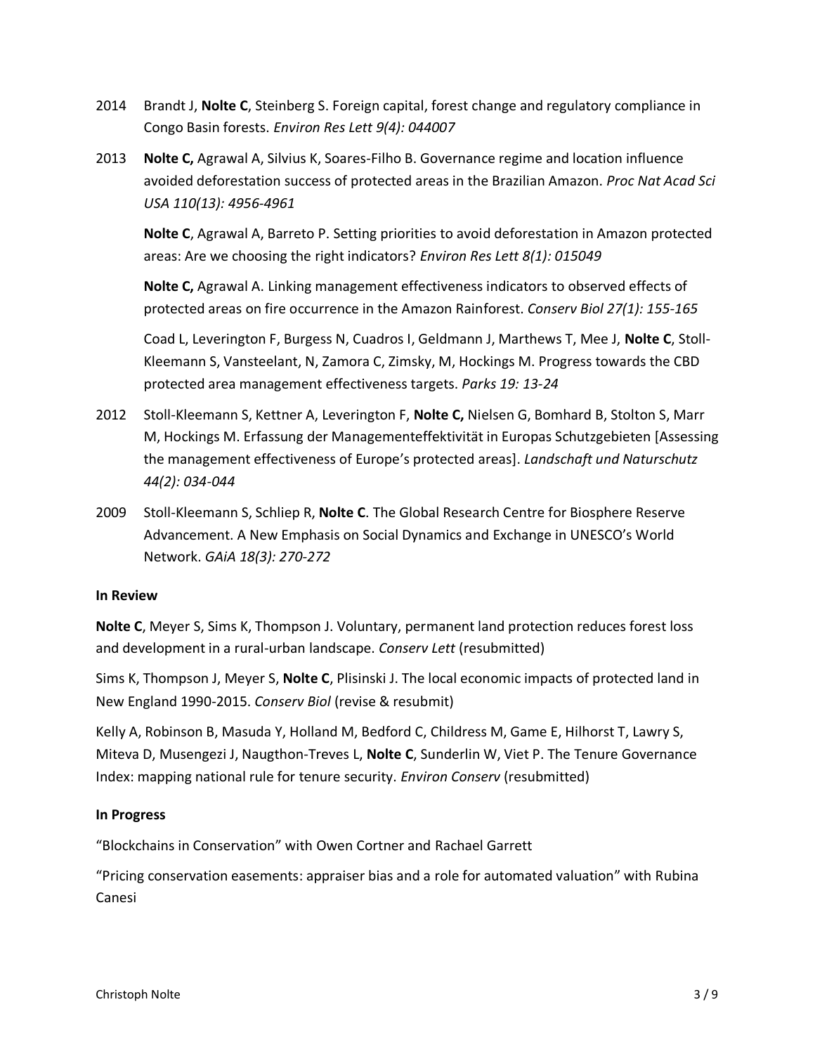2014 Brandt J, **Nolte C**, Steinberg S. Foreign capital, forest change and regulatory compliance in Congo Basin forests. *Environ Res Lett 9(4): 044007*

2013 **Nolte C,** Agrawal A, Silvius K, Soares-Filho B. Governance regime and location influence avoided deforestation success of protected areas in the Brazilian Amazon. *Proc Nat Acad Sci USA 110(13): 4956-4961*

**Nolte C**, Agrawal A, Barreto P. Setting priorities to avoid deforestation in Amazon protected areas: Are we choosing the right indicators? *Environ Res Lett 8(1): 015049*

**Nolte C,** Agrawal A. Linking management effectiveness indicators to observed effects of protected areas on fire occurrence in the Amazon Rainforest. *Conserv Biol 27(1): 155-165*

Coad L, Leverington F, Burgess N, Cuadros I, Geldmann J, Marthews T, Mee J, **Nolte C**, Stoll-Kleemann S, Vansteelant, N, Zamora C, Zimsky, M, Hockings M. Progress towards the CBD protected area management effectiveness targets. *Parks 19: 13-24*

2012 Stoll-Kleemann S, Kettner A, Leverington F, **Nolte C,** Nielsen G, Bomhard B, Stolton S, Marr M, Hockings M. Erfassung der Managementeffektivität in Europas Schutzgebieten [Assessing the management effectiveness of Europe's protected areas]. *Landschaft und Naturschutz 44(2): 034-044*

2009 Stoll-Kleemann S, Schliep R, **Nolte C**. The Global Research Centre for Biosphere Reserve Advancement. A New Emphasis on Social Dynamics and Exchange in UNESCO's World Network. *GAiA 18(3): 270-272*

**In Review**

**Nolte C**, Meyer S, Sims K, Thompson J. Voluntary, permanent land protection reduces forest loss and development in a rural-urban landscape. *Conserv Lett* (resubmitted)

Sims K, Thompson J, Meyer S, **Nolte C**, Plisinski J. The local economic impacts of protected land in New England 1990-2015. *Conserv Biol* (revise & resubmit)

Kelly A, Robinson B, Masuda Y, Holland M, Bedford C, Childress M, Game E, Hilhorst T, Lawry S, Miteva D, Musengezi J, Naugthon-Treves L, **Nolte C**, Sunderlin W, Viet P. The Tenure Governance Index: mapping national rule for tenure security. *Environ Conserv* (resubmitted)

**In Progress**

"Blockchains in Conservation" with Owen Cortner and Rachael Garrett

"Pricing conservation easements: appraiser bias and a role for automated valuation" with Rubina Canesi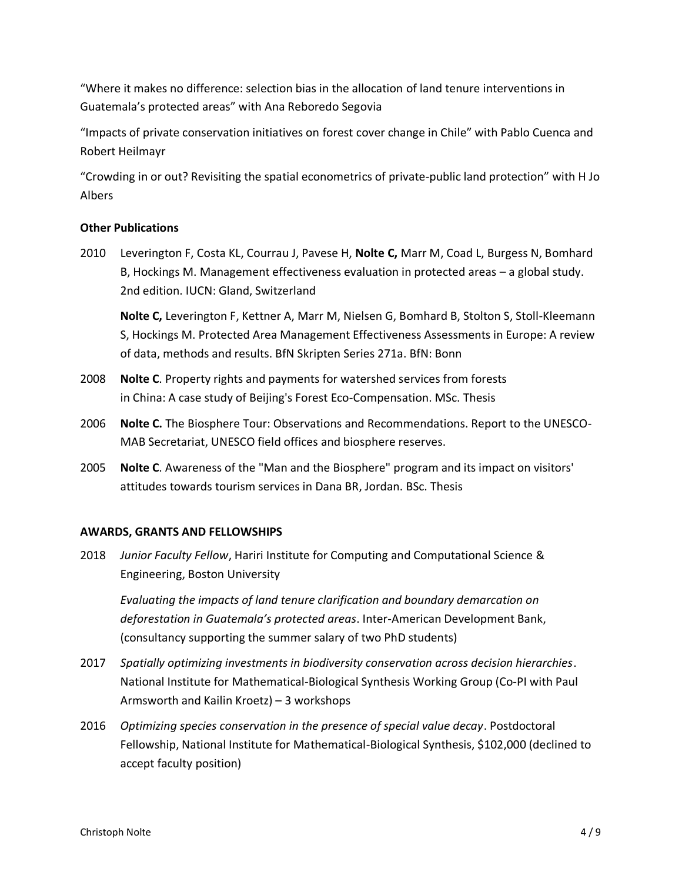"Where it makes no difference: selection bias in the allocation of land tenure interventions in Guatemala's protected areas" with Ana Reboredo Segovia

"Impacts of private conservation initiatives on forest cover change in Chile" with Pablo Cuenca and Robert Heilmayr

"Crowding in or out? Revisiting the spatial econometrics of private-public land protection" with H Jo Albers

**Other Publications**

2010 Leverington F, Costa KL, Courrau J, Pavese H, **Nolte C,** Marr M, Coad L, Burgess N, Bomhard B, Hockings M. Management effectiveness evaluation in protected areas – a global study. 2nd edition. IUCN: Gland, Switzerland

**Nolte C,** Leverington F, Kettner A, Marr M, Nielsen G, Bomhard B, Stolton S, Stoll-Kleemann S, Hockings M. Protected Area Management Effectiveness Assessments in Europe: A review of data, methods and results. BfN Skripten Series 271a. BfN: Bonn

2008 **Nolte C**. Property rights and payments for watershed services from forests in China: A case study of Beijing's Forest Eco-Compensation. MSc. Thesis

2006 **Nolte C.** The Biosphere Tour: Observations and Recommendations. Report to the UNESCO-MAB Secretariat, UNESCO field offices and biosphere reserves.

2005 **Nolte C**. Awareness of the "Man and the Biosphere" program and its impact on visitors' attitudes towards tourism services in Dana BR, Jordan. BSc. Thesis

**AWARDS, GRANTS AND FELLOWSHIPS**

2018 *Junior Faculty Fellow*, Hariri Institute for Computing and Computational Science & Engineering, Boston University

*Evaluating the impacts of land tenure clarification and boundary demarcation on deforestation in Guatemala's protected areas*. Inter-American Development Bank, (consultancy supporting the summer salary of two PhD students)

2017 *Spatially optimizing investments in biodiversity conservation across decision hierarchies*. National Institute for Mathematical-Biological Synthesis Working Group (Co-PI with Paul Armsworth and Kailin Kroetz) – 3 workshops

2016 *Optimizing species conservation in the presence of special value decay*. Postdoctoral Fellowship, National Institute for Mathematical-Biological Synthesis, $102,000 (declined to accept faculty position)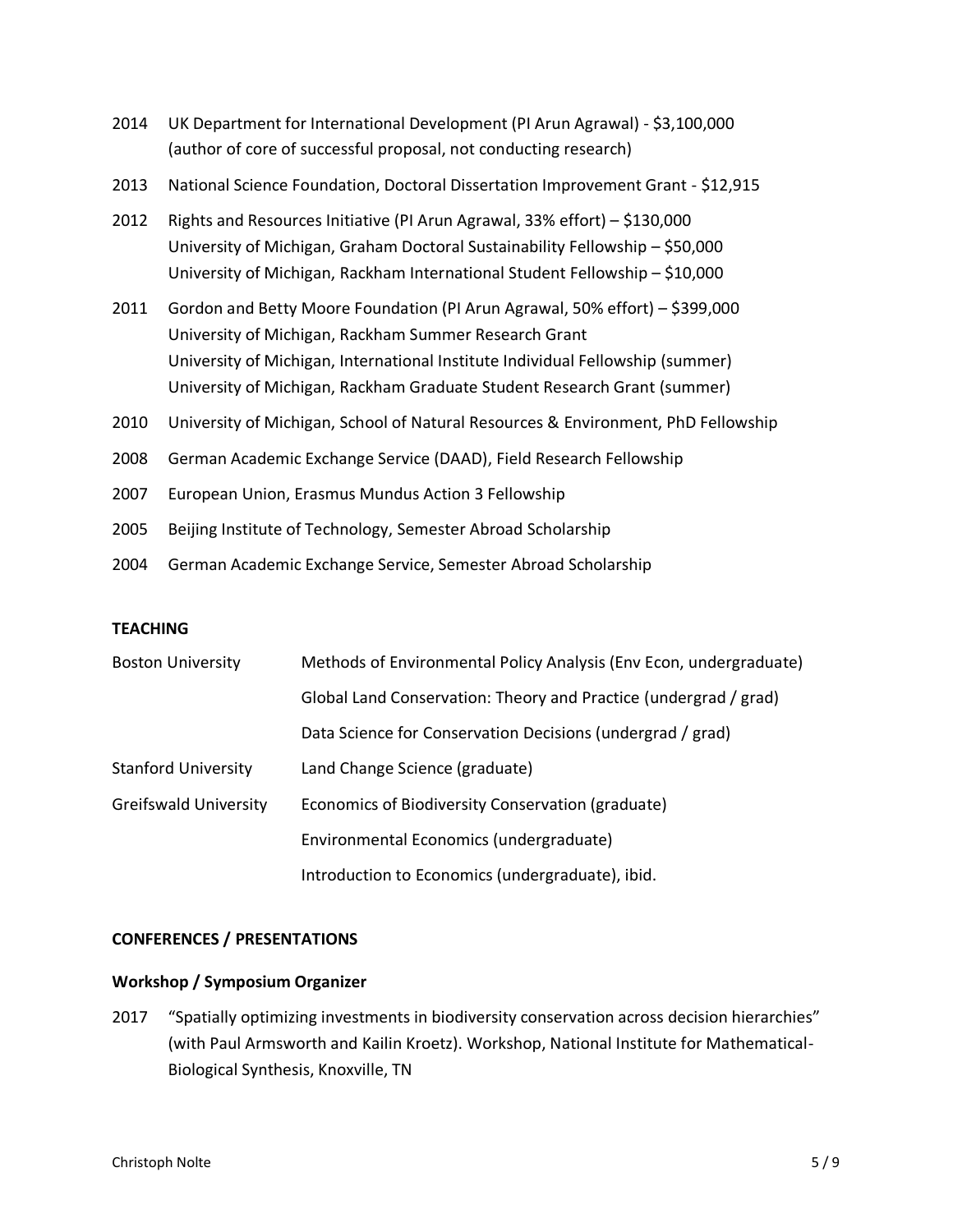2014 UK Department for International Development (PI Arun Agrawal) - $3,100,000 (author of core of successful proposal, not conducting research)

2013 National Science Foundation, Doctoral Dissertation Improvement Grant - $12,915

2012 Rights and Resources Initiative (PI Arun Agrawal, 33% effort) – $130,000
University of Michigan, Graham Doctoral Sustainability Fellowship – $50,000
University of Michigan, Rackham International Student Fellowship – $10,000

2011 Gordon and Betty Moore Foundation (PI Arun Agrawal, 50% effort) – $399,000
University of Michigan, Rackham Summer Research Grant
University of Michigan, International Institute Individual Fellowship (summer)
University of Michigan, Rackham Graduate Student Research Grant (summer)

2010 University of Michigan, School of Natural Resources & Environment, PhD Fellowship

2008 German Academic Exchange Service (DAAD), Field Research Fellowship

2007 European Union, Erasmus Mundus Action 3 Fellowship

2005 Beijing Institute of Technology, Semester Abroad Scholarship

2004 German Academic Exchange Service, Semester Abroad Scholarship

**TEACHING**

| | |
|---|---|
| Boston University | Methods of Environmental Policy Analysis (Env Econ, undergraduate) |
| | Global Land Conservation: Theory and Practice (undergrad / grad) |
| | Data Science for Conservation Decisions (undergrad / grad) |
| Stanford University | Land Change Science (graduate) |
| Greifswald University | Economics of Biodiversity Conservation (graduate) |
| | Environmental Economics (undergraduate) |
| | Introduction to Economics (undergraduate), ibid. |

**CONFERENCES / PRESENTATIONS**

**Workshop / Symposium Organizer**

2017 "Spatially optimizing investments in biodiversity conservation across decision hierarchies" (with Paul Armsworth and Kailin Kroetz). Workshop, National Institute for Mathematical-Biological Synthesis, Knoxville, TN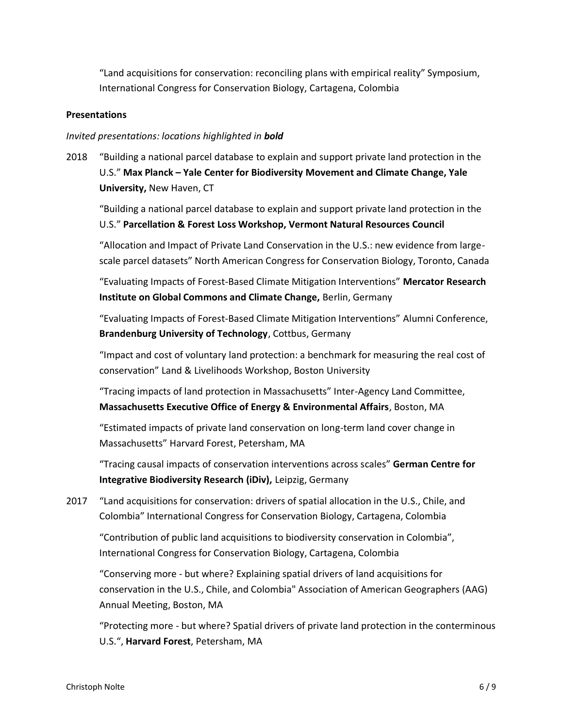"Land acquisitions for conservation: reconciling plans with empirical reality" Symposium, International Congress for Conservation Biology, Cartagena, Colombia

**Presentations**

*Invited presentations: locations highlighted in **bold***

2018 "Building a national parcel database to explain and support private land protection in the U.S." **Max Planck – Yale Center for Biodiversity Movement and Climate Change, Yale University,** New Haven, CT

"Building a national parcel database to explain and support private land protection in the U.S." **Parcellation & Forest Loss Workshop, Vermont Natural Resources Council**

"Allocation and Impact of Private Land Conservation in the U.S.: new evidence from large-scale parcel datasets" North American Congress for Conservation Biology, Toronto, Canada

"Evaluating Impacts of Forest-Based Climate Mitigation Interventions" **Mercator Research Institute on Global Commons and Climate Change,** Berlin, Germany

"Evaluating Impacts of Forest-Based Climate Mitigation Interventions" Alumni Conference, **Brandenburg University of Technology**, Cottbus, Germany

"Impact and cost of voluntary land protection: a benchmark for measuring the real cost of conservation" Land & Livelihoods Workshop, Boston University

"Tracing impacts of land protection in Massachusetts" Inter-Agency Land Committee, **Massachusetts Executive Office of Energy & Environmental Affairs**, Boston, MA

"Estimated impacts of private land conservation on long-term land cover change in Massachusetts" Harvard Forest, Petersham, MA

"Tracing causal impacts of conservation interventions across scales" **German Centre for Integrative Biodiversity Research (iDiv),** Leipzig, Germany

2017 "Land acquisitions for conservation: drivers of spatial allocation in the U.S., Chile, and Colombia" International Congress for Conservation Biology, Cartagena, Colombia

"Contribution of public land acquisitions to biodiversity conservation in Colombia", International Congress for Conservation Biology, Cartagena, Colombia

"Conserving more - but where? Explaining spatial drivers of land acquisitions for conservation in the U.S., Chile, and Colombia" Association of American Geographers (AAG) Annual Meeting, Boston, MA

"Protecting more - but where? Spatial drivers of private land protection in the conterminous U.S.", **Harvard Forest**, Petersham, MA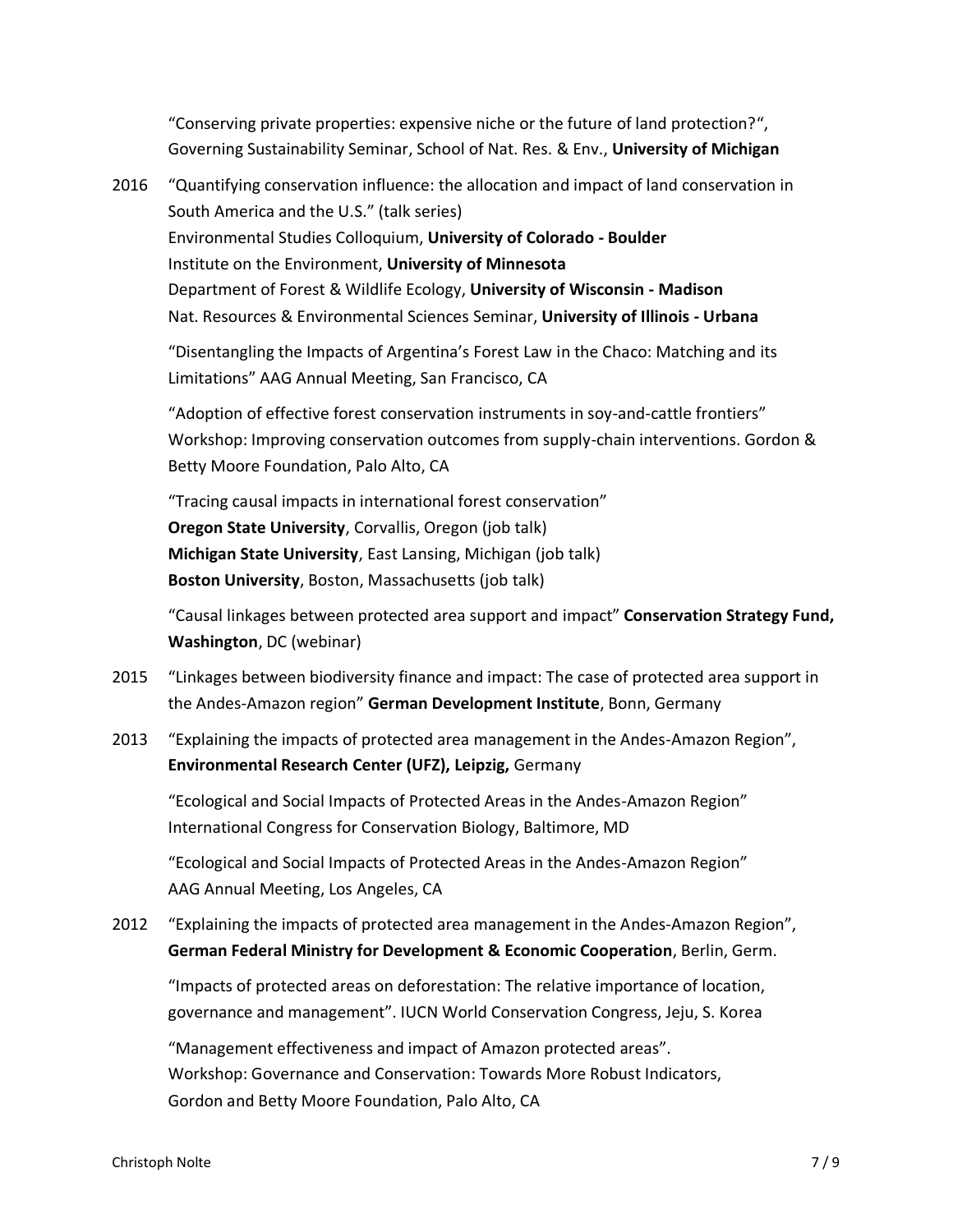"Conserving private properties: expensive niche or the future of land protection?", Governing Sustainability Seminar, School of Nat. Res. & Env., **University of Michigan**

2016 "Quantifying conservation influence: the allocation and impact of land conservation in South America and the U.S." (talk series)
Environmental Studies Colloquium, **University of Colorado - Boulder**
Institute on the Environment, **University of Minnesota**
Department of Forest & Wildlife Ecology, **University of Wisconsin - Madison**
Nat. Resources & Environmental Sciences Seminar, **University of Illinois - Urbana**

"Disentangling the Impacts of Argentina's Forest Law in the Chaco: Matching and its Limitations" AAG Annual Meeting, San Francisco, CA

"Adoption of effective forest conservation instruments in soy-and-cattle frontiers" Workshop: Improving conservation outcomes from supply-chain interventions. Gordon & Betty Moore Foundation, Palo Alto, CA

"Tracing causal impacts in international forest conservation"
**Oregon State University**, Corvallis, Oregon (job talk)
**Michigan State University**, East Lansing, Michigan (job talk)
**Boston University**, Boston, Massachusetts (job talk)

"Causal linkages between protected area support and impact" **Conservation Strategy Fund, Washington**, DC (webinar)

2015 "Linkages between biodiversity finance and impact: The case of protected area support in the Andes-Amazon region" **German Development Institute**, Bonn, Germany

2013 "Explaining the impacts of protected area management in the Andes-Amazon Region", **Environmental Research Center (UFZ), Leipzig,** Germany

"Ecological and Social Impacts of Protected Areas in the Andes-Amazon Region" International Congress for Conservation Biology, Baltimore, MD

"Ecological and Social Impacts of Protected Areas in the Andes-Amazon Region" AAG Annual Meeting, Los Angeles, CA

2012 "Explaining the impacts of protected area management in the Andes-Amazon Region", **German Federal Ministry for Development & Economic Cooperation**, Berlin, Germ.

"Impacts of protected areas on deforestation: The relative importance of location, governance and management". IUCN World Conservation Congress, Jeju, S. Korea

"Management effectiveness and impact of Amazon protected areas".
Workshop: Governance and Conservation: Towards More Robust Indicators,
Gordon and Betty Moore Foundation, Palo Alto, CA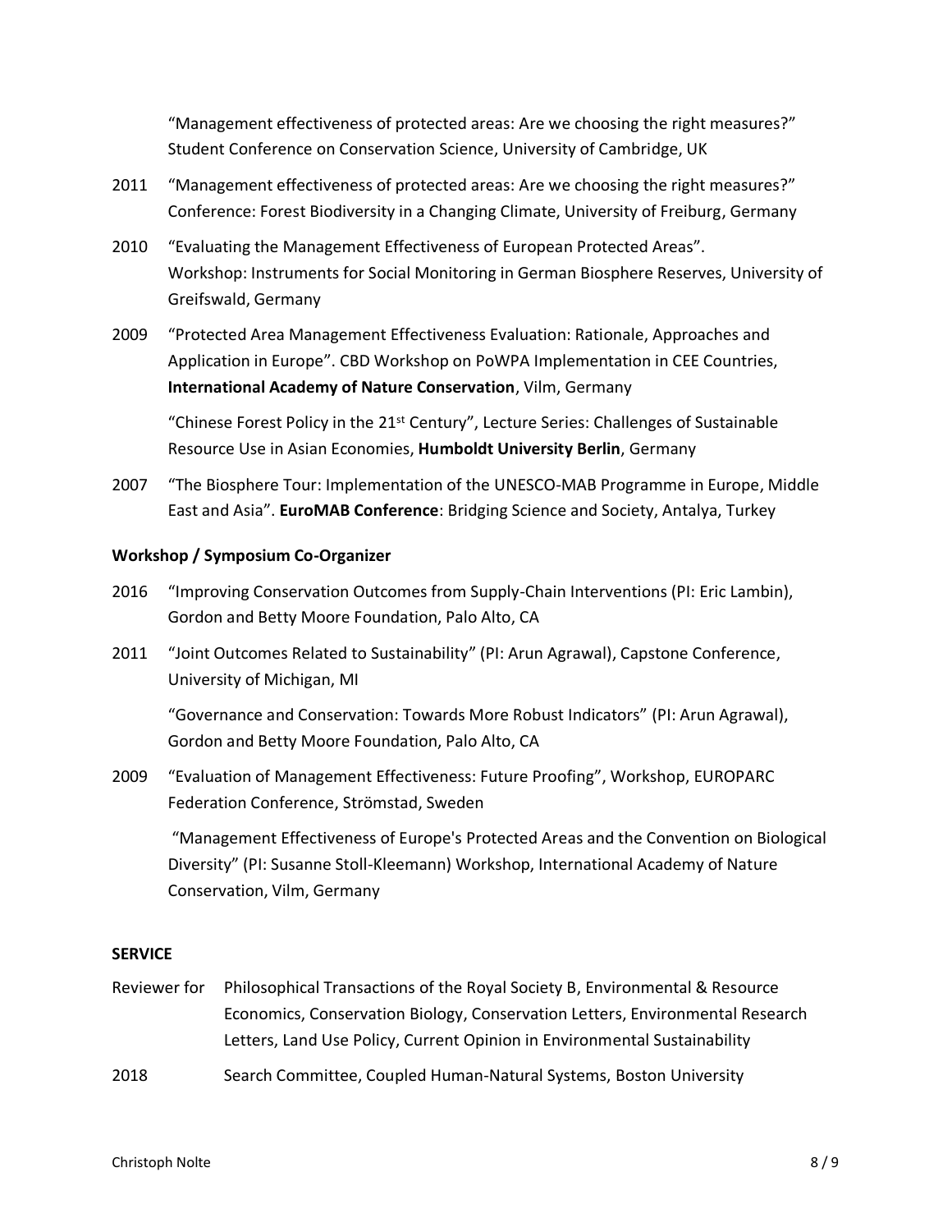"Management effectiveness of protected areas: Are we choosing the right measures?" Student Conference on Conservation Science, University of Cambridge, UK

2011 "Management effectiveness of protected areas: Are we choosing the right measures?" Conference: Forest Biodiversity in a Changing Climate, University of Freiburg, Germany

2010 "Evaluating the Management Effectiveness of European Protected Areas". Workshop: Instruments for Social Monitoring in German Biosphere Reserves, University of Greifswald, Germany

2009 "Protected Area Management Effectiveness Evaluation: Rationale, Approaches and Application in Europe". CBD Workshop on PoWPA Implementation in CEE Countries, **International Academy of Nature Conservation**, Vilm, Germany

"Chinese Forest Policy in the 21st Century", Lecture Series: Challenges of Sustainable Resource Use in Asian Economies, **Humboldt University Berlin**, Germany

2007 "The Biosphere Tour: Implementation of the UNESCO-MAB Programme in Europe, Middle East and Asia". **EuroMAB Conference**: Bridging Science and Society, Antalya, Turkey

**Workshop / Symposium Co-Organizer**

2016 "Improving Conservation Outcomes from Supply-Chain Interventions (PI: Eric Lambin), Gordon and Betty Moore Foundation, Palo Alto, CA

2011 "Joint Outcomes Related to Sustainability" (PI: Arun Agrawal), Capstone Conference, University of Michigan, MI

"Governance and Conservation: Towards More Robust Indicators" (PI: Arun Agrawal), Gordon and Betty Moore Foundation, Palo Alto, CA

2009 "Evaluation of Management Effectiveness: Future Proofing", Workshop, EUROPARC Federation Conference, Strömstad, Sweden

"Management Effectiveness of Europe's Protected Areas and the Convention on Biological Diversity" (PI: Susanne Stoll-Kleemann) Workshop, International Academy of Nature Conservation, Vilm, Germany

**SERVICE**

Reviewer for Philosophical Transactions of the Royal Society B, Environmental & Resource Economics, Conservation Biology, Conservation Letters, Environmental Research Letters, Land Use Policy, Current Opinion in Environmental Sustainability

2018 Search Committee, Coupled Human-Natural Systems, Boston University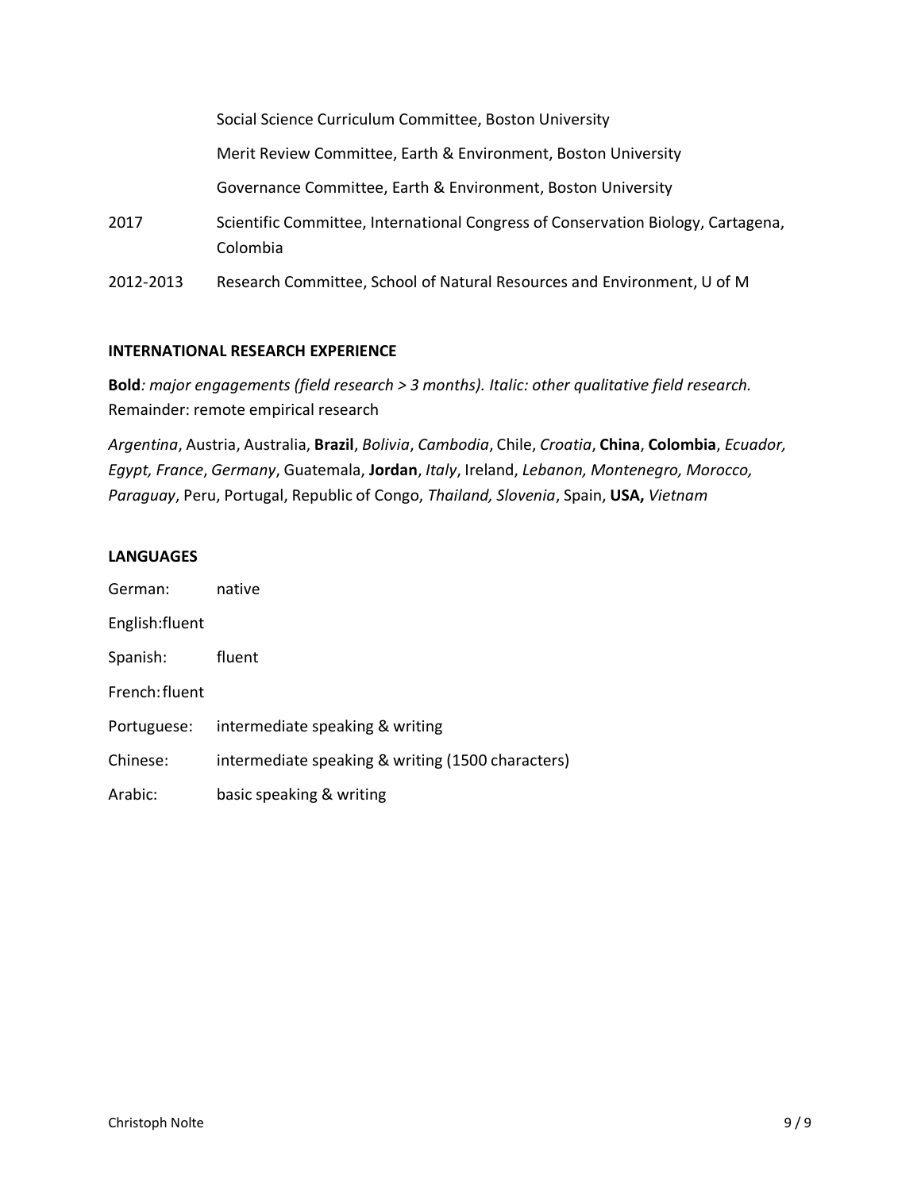| | |
|---|---|
| | Social Science Curriculum Committee, Boston University |
| | Merit Review Committee, Earth & Environment, Boston University |
| | Governance Committee, Earth & Environment, Boston University |
| 2017 | Scientific Committee, International Congress of Conservation Biology, Cartagena, Colombia |
| 2012-2013 | Research Committee, School of Natural Resources and Environment, U of M |

## INTERNATIONAL RESEARCH EXPERIENCE

**Bold***: major engagements (field research > 3 months). Italic: other qualitative field research.*
Remainder: remote empirical research

*Argentina*, Austria, Australia, **Brazil**, *Bolivia*, *Cambodia*, Chile, *Croatia*, **China**, **Colombia**, *Ecuador, Egypt, France*, *Germany*, Guatemala, **Jordan**, *Italy*, Ireland, *Lebanon, Montenegro, Morocco, Paraguay*, Peru, Portugal, Republic of Congo, *Thailand, Slovenia*, Spain, **USA,** *Vietnam*

## LANGUAGES

| | |
|---|---|
| German: | native |
| English: | fluent |
| Spanish: | fluent |
| French: | fluent |
| Portuguese: | intermediate speaking & writing |
| Chinese: | intermediate speaking & writing (1500 characters) |
| Arabic: | basic speaking & writing |